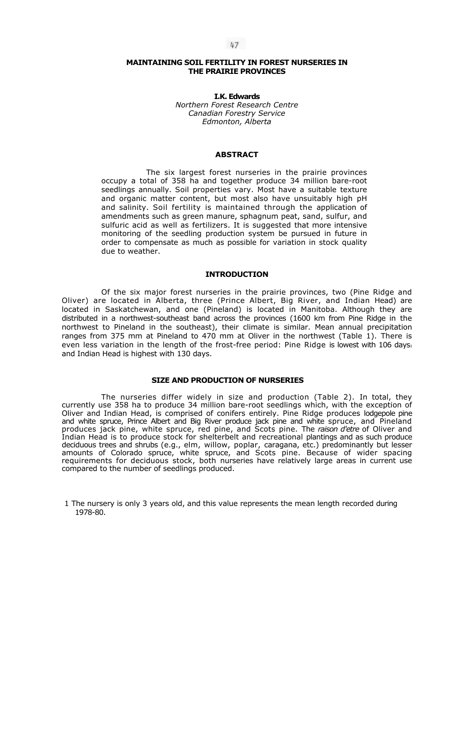# MAINTAINING SOIL FERTILITY IN FOREST NURSERIES IN THE PRAIRIE PROVINCES

**I.K. Edwards**
*Northern Forest Research Centre*
*Canadian Forestry Service*
*Edmonton, Alberta*

## ABSTRACT

The six largest forest nurseries in the prairie provinces occupy a total of 358 ha and together produce 34 million bare-root seedlings annually. Soil properties vary. Most have a suitable texture and organic matter content, but most also have unsuitably high pH and salinity. Soil fertility is maintained through the application of amendments such as green manure, sphagnum peat, sand, sulfur, and sulfuric acid as well as fertilizers. It is suggested that more intensive monitoring of the seedling production system be pursued in future in order to compensate as much as possible for variation in stock quality due to weather.

## INTRODUCTION

Of the six major forest nurseries in the prairie provinces, two (Pine Ridge and Oliver) are located in Alberta, three (Prince Albert, Big River, and Indian Head) are located in Saskatchewan, and one (Pineland) is located in Manitoba. Although they are distributed in a northwest-southeast band across the provinces (1600 km from Pine Ridge in the northwest to Pineland in the southeast), their climate is similar. Mean annual precipitation ranges from 375 mm at Pineland to 470 mm at Oliver in the northwest (Table 1). There is even less variation in the length of the frost-free period: Pine Ridge is lowest with 106 days[1] and Indian Head is highest with 130 days.

## SIZE AND PRODUCTION OF NURSERIES

The nurseries differ widely in size and production (Table 2). In total, they currently use 358 ha to produce 34 million bare-root seedlings which, with the exception of Oliver and Indian Head, is comprised of conifers entirely. Pine Ridge produces lodgepole pine and white spruce, Prince Albert and Big River produce jack pine and white spruce, and Pineland produces jack pine, white spruce, red pine, and Scots pine. The *raison d'etre* of Oliver and Indian Head is to produce stock for shelterbelt and recreational plantings and as such produce deciduous trees and shrubs (e.g., elm, willow, poplar, caragana, etc.) predominantly but lesser amounts of Colorado spruce, white spruce, and Scots pine. Because of wider spacing requirements for deciduous stock, both nurseries have relatively large areas in current use compared to the number of seedlings produced.

[1] The nursery is only 3 years old, and this value represents the mean length recorded during 1978-80.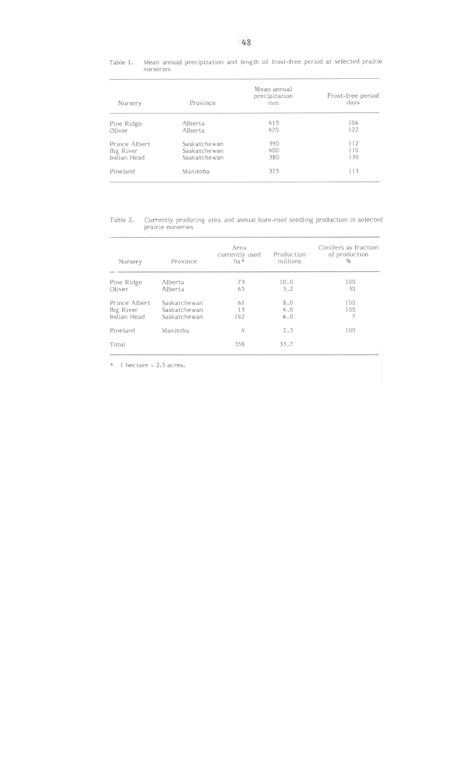Table 1. Mean annual precipitation and length of frost-free period at selected prairie nurseries

| Nursery | Province | Mean annual precipitation mm | Frost-free period days |
|---|---|---|---|
| Pine Ridge | Alberta | 415 | 106 |
| Oliver | Alberta | 470 | 122 |
| Prince Albert | Saskatchewan | 390 | 112 |
| Big River | Saskatchewan | 400 | 110 |
| Indian Head | Saskatchewan | 380 | 130 |
| Pineland | Manitoba | 375 | 115 |

Table 2. Currently producing area and annual bare-root seedling production in selected prairie nurseries

| Nursery | Province | Area currently used ha* | Production millions | Conifers as fraction of production % |
|---|---|---|---|---|
| Pine Ridge | Alberta | 73 | 10.0 | 100 |
| Oliver | Alberta | 65 | 3.2 | 30 |
| Prince Albert | Saskatchewan | 61 | 8.0 | 100 |
| Big River | Saskatchewan | 13 | 4.0 | 100 |
| Indian Head | Saskatchewan | 142 | 6.0 | 7 |
| Pineland | Manitoba | 4 | 2.5 | 100 |
| Total | | 358 | 33.7 | |

* 1 hectare = 2.5 acres.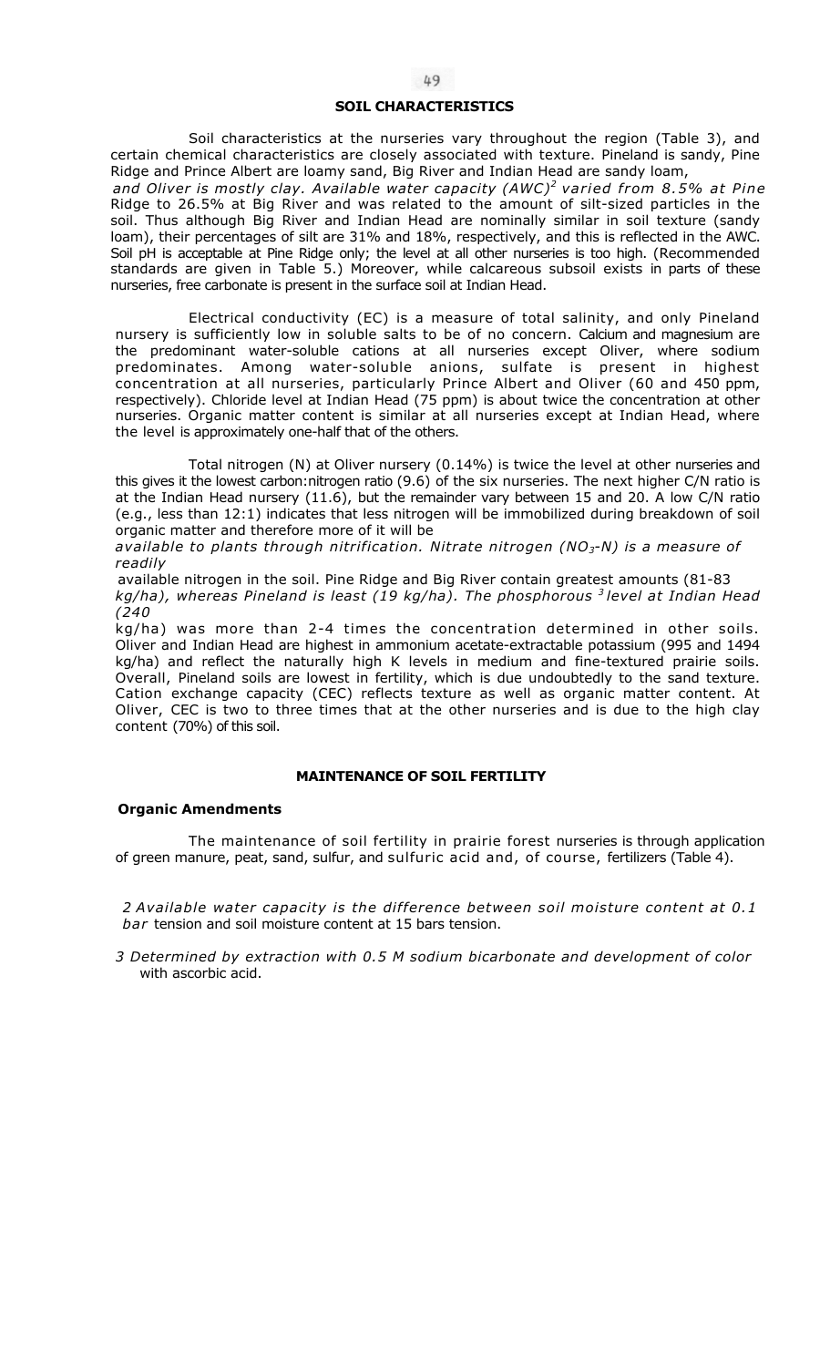## SOIL CHARACTERISTICS

Soil characteristics at the nurseries vary throughout the region (Table 3), and certain chemical characteristics are closely associated with texture. Pineland is sandy, Pine Ridge and Prince Albert are loamy sand, Big River and Indian Head are sandy loam, and Oliver is mostly clay. Available water capacity (AWC)[2] varied from 8.5% at Pine Ridge to 26.5% at Big River and was related to the amount of silt-sized particles in the soil. Thus although Big River and Indian Head are nominally similar in soil texture (sandy loam), their percentages of silt are 31% and 18%, respectively, and this is reflected in the AWC. Soil pH is acceptable at Pine Ridge only; the level at all other nurseries is too high. (Recommended standards are given in Table 5.) Moreover, while calcareous subsoil exists in parts of these nurseries, free carbonate is present in the surface soil at Indian Head.

Electrical conductivity (EC) is a measure of total salinity, and only Pineland nursery is sufficiently low in soluble salts to be of no concern. Calcium and magnesium are the predominant water-soluble cations at all nurseries except Oliver, where sodium predominates. Among water-soluble anions, sulfate is present in highest concentration at all nurseries, particularly Prince Albert and Oliver (60 and 450 ppm, respectively). Chloride level at Indian Head (75 ppm) is about twice the concentration at other nurseries. Organic matter content is similar at all nurseries except at Indian Head, where the level is approximately one-half that of the others.

Total nitrogen (N) at Oliver nursery (0.14%) is twice the level at other nurseries and this gives it the lowest carbon:nitrogen ratio (9.6) of the six nurseries. The next higher C/N ratio is at the Indian Head nursery (11.6), but the remainder vary between 15 and 20. A low C/N ratio (e.g., less than 12:1) indicates that less nitrogen will be immobilized during breakdown of soil organic matter and therefore more of it will be available to plants through nitrification. Nitrate nitrogen ($NO_3$-N) is a measure of readily available nitrogen in the soil. Pine Ridge and Big River contain greatest amounts (81-83 kg/ha), whereas Pineland is least (19 kg/ha). The phosphorous [3] level at Indian Head (240 kg/ha) was more than 2-4 times the concentration determined in other soils. Oliver and Indian Head are highest in ammonium acetate-extractable potassium (995 and 1494 kg/ha) and reflect the naturally high K levels in medium and fine-textured prairie soils. Overall, Pineland soils are lowest in fertility, which is due undoubtedly to the sand texture. Cation exchange capacity (CEC) reflects texture as well as organic matter content. At Oliver, CEC is two to three times that at the other nurseries and is due to the high clay content (70%) of this soil.

## MAINTENANCE OF SOIL FERTILITY

### Organic Amendments

The maintenance of soil fertility in prairie forest nurseries is through application of green manure, peat, sand, sulfur, and sulfuric acid and, of course, fertilizers (Table 4).

*2 Available water capacity is the difference between soil moisture content at 0.1 bar* tension and soil moisture content at 15 bars tension.

*3 Determined by extraction with 0.5 M sodium bicarbonate and development of color* with ascorbic acid.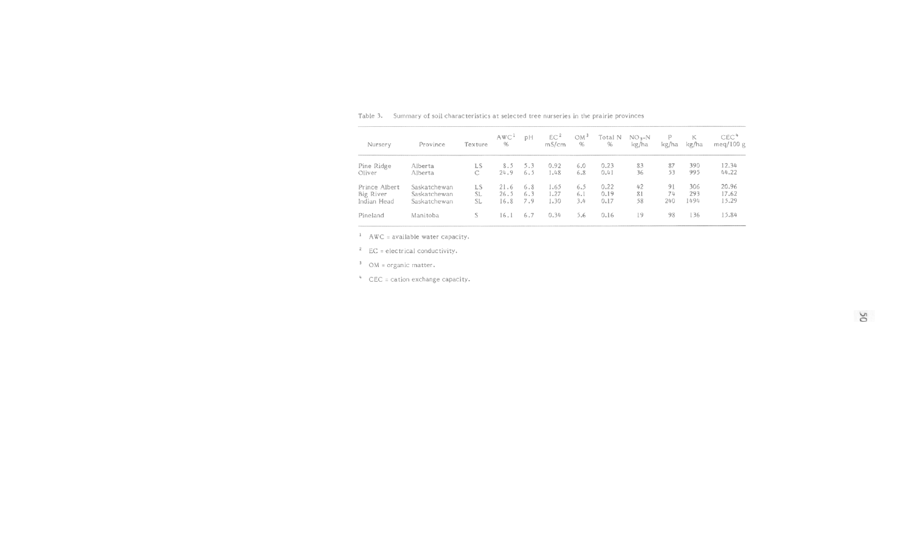Table 3. Summary of soil characteristics at selected tree nurseries in the prairie provinces

| Nursery | Province | Texture | AWC[1] % | pH | EC[2] mS/cm | OM[3] % | Total N % | $NO_3$-N kg/ha | P kg/ha | K kg/ha | CEC[4] meq/100 g |
|---|---|---|---|---|---|---|---|---|---|---|---|
| Pine Ridge | Alberta | LS | 8.5 | 5.3 | 0.92 | 6.0 | 0.23 | 83 | 87 | 390 | 12.34 |
| Oliver | Alberta | C | 24.9 | 6.5 | 1.48 | 6.8 | 0.41 | 36 | 53 | 995 | 44.22 |
| Prince Albert | Saskatchewan | LS | 21.6 | 6.8 | 1.65 | 6.5 | 0.22 | 42 | 91 | 306 | 20.96 |
| Big River | Saskatchewan | SL | 26.5 | 6.3 | 1.27 | 6.1 | 0.19 | 81 | 74 | 293 | 17.62 |
| Indian Head | Saskatchewan | SL | 16.8 | 7.9 | 1.30 | 3.4 | 0.17 | 58 | 240 | 1494 | 15.29 |
| Pineland | Manitoba | S | 16.1 | 6.7 | 0.34 | 5.6 | 0.16 | 19 | 98 | 136 | 15.84 |

[1] AWC = available water capacity.

[2] EC = electrical conductivity.

[3] OM = organic matter.

[4] CEC = cation exchange capacity.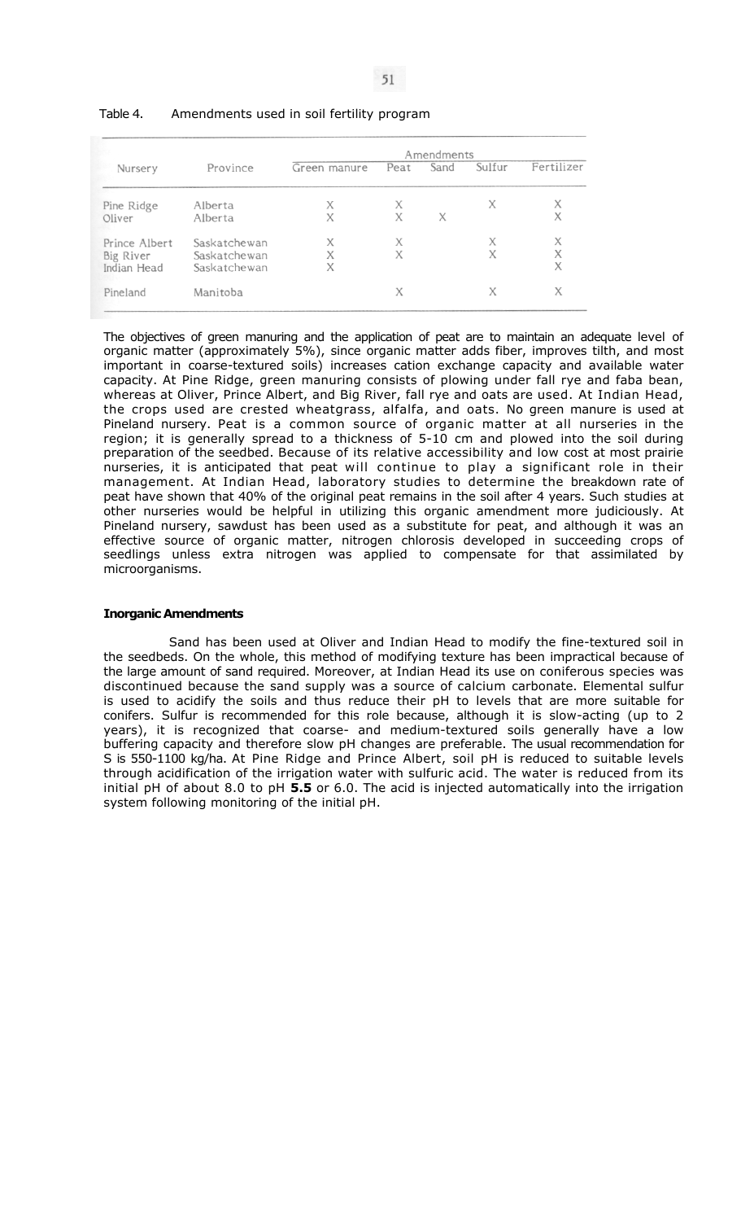Table 4. Amendments used in soil fertility program

| Nursery | Province | Amendments | | | | |
|---|---|---|---|---|---|---|
| | | Green manure | Peat | Sand | Sulfur | Fertilizer |
| Pine Ridge | Alberta | X | X | | X | X |
| Oliver | Alberta | X | X | X | | X |
| Prince Albert | Saskatchewan | X | X | | X | X |
| Big River | Saskatchewan | X | X | | X | X |
| Indian Head | Saskatchewan | X | | | | X |
| Pineland | Manitoba | | X | | X | X |

The objectives of green manuring and the application of peat are to maintain an adequate level of organic matter (approximately 5%), since organic matter adds fiber, improves tilth, and most important in coarse-textured soils) increases cation exchange capacity and available water capacity. At Pine Ridge, green manuring consists of plowing under fall rye and faba bean, whereas at Oliver, Prince Albert, and Big River, fall rye and oats are used. At Indian Head, the crops used are crested wheatgrass, alfalfa, and oats. No green manure is used at Pineland nursery. Peat is a common source of organic matter at all nurseries in the region; it is generally spread to a thickness of 5-10 cm and plowed into the soil during preparation of the seedbed. Because of its relative accessibility and low cost at most prairie nurseries, it is anticipated that peat will continue to play a significant role in their management. At Indian Head, laboratory studies to determine the breakdown rate of peat have shown that 40% of the original peat remains in the soil after 4 years. Such studies at other nurseries would be helpful in utilizing this organic amendment more judiciously. At Pineland nursery, sawdust has been used as a substitute for peat, and although it was an effective source of organic matter, nitrogen chlorosis developed in succeeding crops of seedlings unless extra nitrogen was applied to compensate for that assimilated by microorganisms.

**Inorganic Amendments**

Sand has been used at Oliver and Indian Head to modify the fine-textured soil in the seedbeds. On the whole, this method of modifying texture has been impractical because of the large amount of sand required. Moreover, at Indian Head its use on coniferous species was discontinued because the sand supply was a source of calcium carbonate. Elemental sulfur is used to acidify the soils and thus reduce their pH to levels that are more suitable for conifers. Sulfur is recommended for this role because, although it is slow-acting (up to 2 years), it is recognized that coarse- and medium-textured soils generally have a low buffering capacity and therefore slow pH changes are preferable. The usual recommendation for S is 550-1100 kg/ha. At Pine Ridge and Prince Albert, soil pH is reduced to suitable levels through acidification of the irrigation water with sulfuric acid. The water is reduced from its initial pH of about 8.0 to pH **5.5** or 6.0. The acid is injected automatically into the irrigation system following monitoring of the initial pH.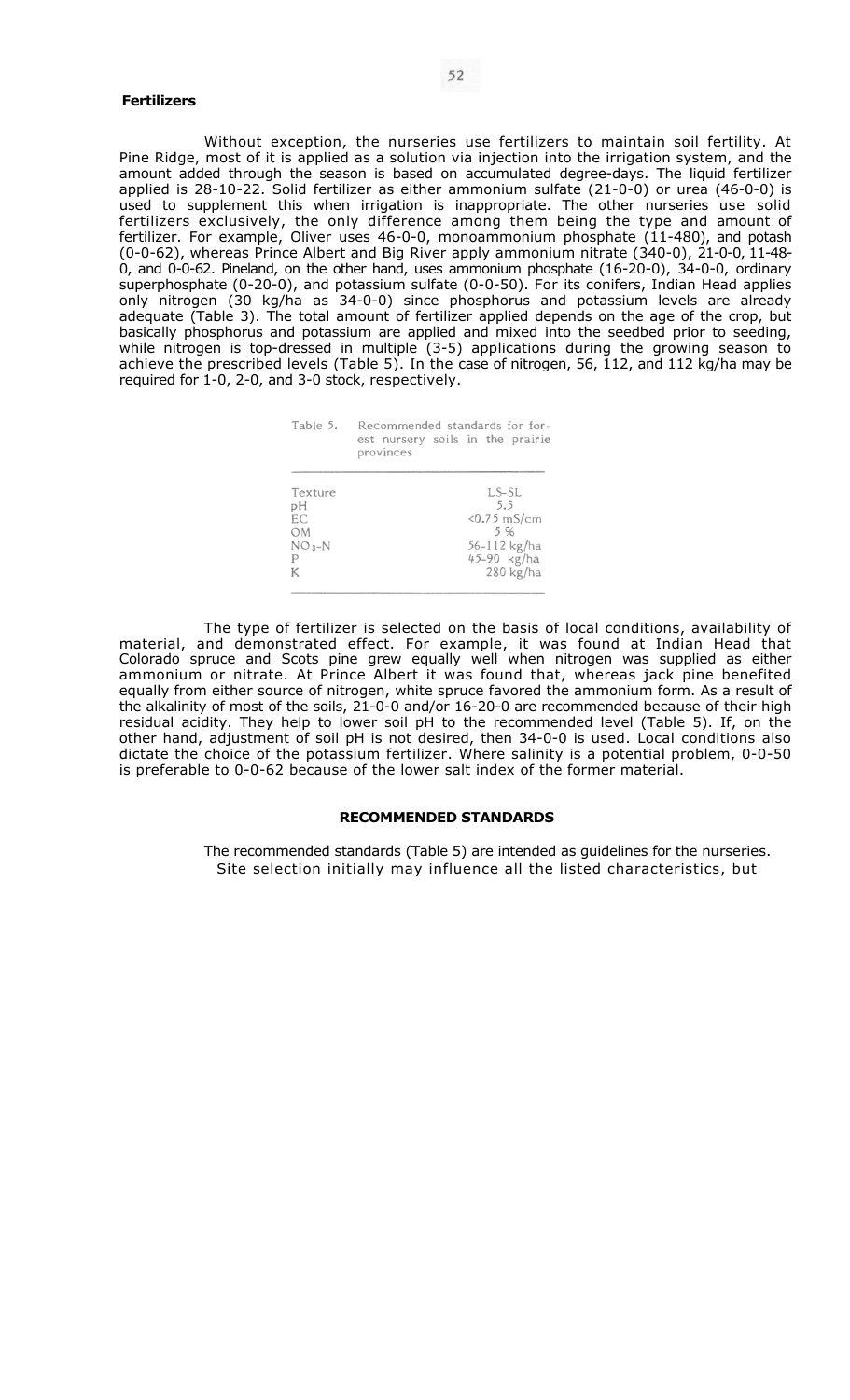#### Fertilizers

Without exception, the nurseries use fertilizers to maintain soil fertility. At Pine Ridge, most of it is applied as a solution via injection into the irrigation system, and the amount added through the season is based on accumulated degree-days. The liquid fertilizer applied is 28-10-22. Solid fertilizer as either ammonium sulfate (21-0-0) or urea (46-0-0) is used to supplement this when irrigation is inappropriate. The other nurseries use solid fertilizers exclusively, the only difference among them being the type and amount of fertilizer. For example, Oliver uses 46-0-0, monoammonium phosphate (11-480), and potash (0-0-62), whereas Prince Albert and Big River apply ammonium nitrate (340-0), 21-0-0, 11-48-0, and 0-0-62. Pineland, on the other hand, uses ammonium phosphate (16-20-0), 34-0-0, ordinary superphosphate (0-20-0), and potassium sulfate (0-0-50). For its conifers, Indian Head applies only nitrogen (30 kg/ha as 34-0-0) since phosphorus and potassium levels are already adequate (Table 3). The total amount of fertilizer applied depends on the age of the crop, but basically phosphorus and potassium are applied and mixed into the seedbed prior to seeding, while nitrogen is top-dressed in multiple (3-5) applications during the growing season to achieve the prescribed levels (Table 5). In the case of nitrogen, 56, 112, and 112 kg/ha may be required for 1-0, 2-0, and 3-0 stock, respectively.

Table 5. Recommended standards for forest nursery soils in the prairie provinces

| | |
|---|---|
| Texture | LS-SL |
| pH | 5.5 |
| EC | <0.75 mS/cm |
| OM | 5 % |
| $NO_3$-N | 56-112 kg/ha |
| P | 45-90 kg/ha |
| K | 280 kg/ha |

The type of fertilizer is selected on the basis of local conditions, availability of material, and demonstrated effect. For example, it was found at Indian Head that Colorado spruce and Scots pine grew equally well when nitrogen was supplied as either ammonium or nitrate. At Prince Albert it was found that, whereas jack pine benefited equally from either source of nitrogen, white spruce favored the ammonium form. As a result of the alkalinity of most of the soils, 21-0-0 and/or 16-20-0 are recommended because of their high residual acidity. They help to lower soil pH to the recommended level (Table 5). If, on the other hand, adjustment of soil pH is not desired, then 34-0-0 is used. Local conditions also dictate the choice of the potassium fertilizer. Where salinity is a potential problem, 0-0-50 is preferable to 0-0-62 because of the lower salt index of the former material.

### RECOMMENDED STANDARDS

The recommended standards (Table 5) are intended as guidelines for the nurseries. Site selection initially may influence all the listed characteristics, but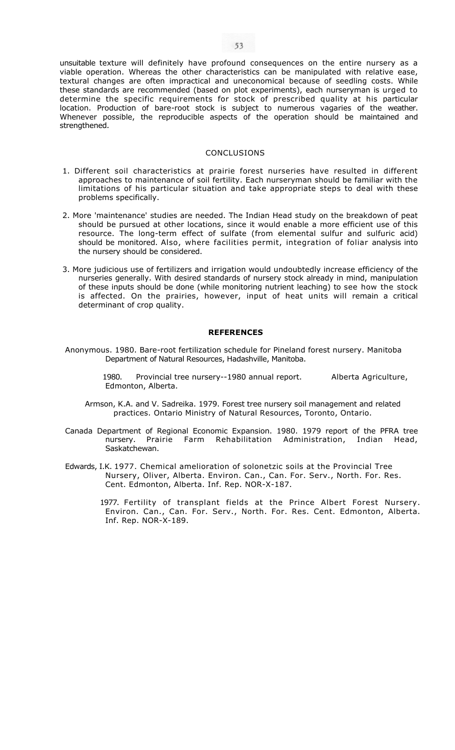unsuitable texture will definitely have profound consequences on the entire nursery as a viable operation. Whereas the other characteristics can be manipulated with relative ease, textural changes are often impractical and uneconomical because of seedling costs. While these standards are recommended (based on plot experiments), each nurseryman is urged to determine the specific requirements for stock of prescribed quality at his particular location. Production of bare-root stock is subject to numerous vagaries of the weather. Whenever possible, the reproducible aspects of the operation should be maintained and strengthened.

## CONCLUSIONS

1. Different soil characteristics at prairie forest nurseries have resulted in different approaches to maintenance of soil fertility. Each nurseryman should be familiar with the limitations of his particular situation and take appropriate steps to deal with these problems specifically.

2. More 'maintenance' studies are needed. The Indian Head study on the breakdown of peat should be pursued at other locations, since it would enable a more efficient use of this resource. The long-term effect of sulfate (from elemental sulfur and sulfuric acid) should be monitored. Also, where facilities permit, integration of foliar analysis into the nursery should be considered.

3. More judicious use of fertilizers and irrigation would undoubtedly increase efficiency of the nurseries generally. With desired standards of nursery stock already in mind, manipulation of these inputs should be done (while monitoring nutrient leaching) to see how the stock is affected. On the prairies, however, input of heat units will remain a critical determinant of crop quality.

## REFERENCES

Anonymous. 1980. Bare-root fertilization schedule for Pineland forest nursery. Manitoba Department of Natural Resources, Hadashville, Manitoba.

1980. Provincial tree nursery--1980 annual report. Alberta Agriculture, Edmonton, Alberta.

Armson, K.A. and V. Sadreika. 1979. Forest tree nursery soil management and related practices. Ontario Ministry of Natural Resources, Toronto, Ontario.

Canada Department of Regional Economic Expansion. 1980. 1979 report of the PFRA tree nursery. Prairie Farm Rehabilitation Administration, Indian Head, Saskatchewan.

Edwards, I.K. 1977. Chemical amelioration of solonetzic soils at the Provincial Tree Nursery, Oliver, Alberta. Environ. Can., Can. For. Serv., North. For. Res. Cent. Edmonton, Alberta. Inf. Rep. NOR-X-187.

1977. Fertility of transplant fields at the Prince Albert Forest Nursery. Environ. Can., Can. For. Serv., North. For. Res. Cent. Edmonton, Alberta. Inf. Rep. NOR-X-189.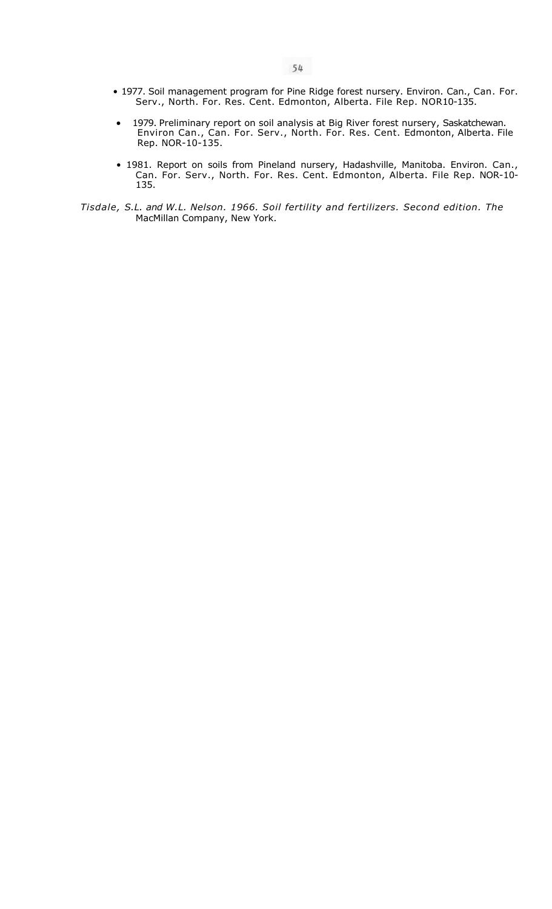- 1977. Soil management program for Pine Ridge forest nursery. Environ. Can., Can. For. Serv., North. For. Res. Cent. Edmonton, Alberta. File Rep. NOR10-135.

- 1979. Preliminary report on soil analysis at Big River forest nursery, Saskatchewan. Environ Can., Can. For. Serv., North. For. Res. Cent. Edmonton, Alberta. File Rep. NOR-10-135.

- 1981. Report on soils from Pineland nursery, Hadashville, Manitoba. Environ. Can., Can. For. Serv., North. For. Res. Cent. Edmonton, Alberta. File Rep. NOR-10-135.

*Tisdale, S.L. and W.L. Nelson. 1966. Soil fertility and fertilizers. Second edition. The* MacMillan Company, New York.